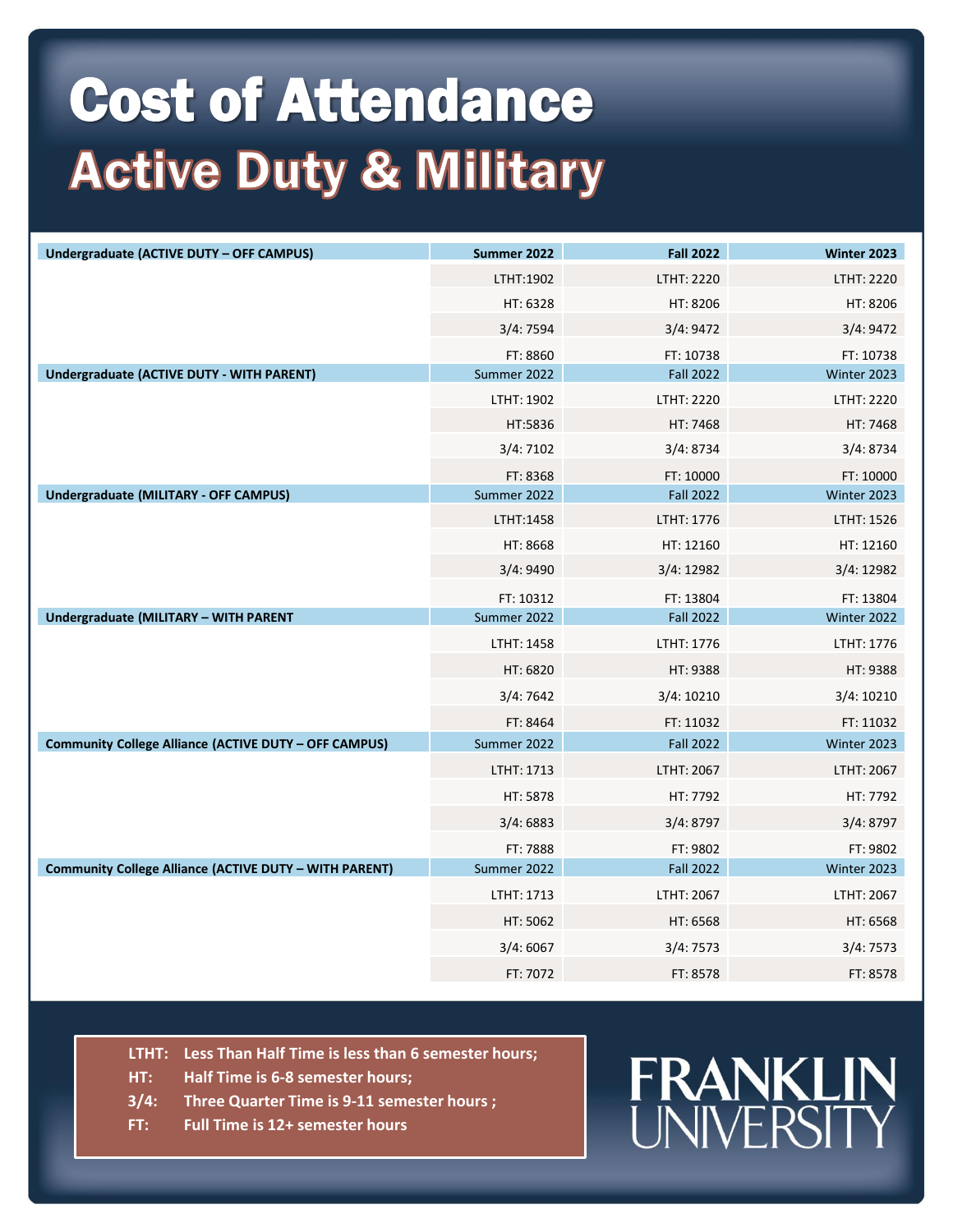# Cost of Attendance

## Active Duty & Military

| Undergraduate (ACTIVE DUTY – OFF CAMPUS) | Summer 2022 | Fall 2022 | Winter 2023 |
|---|---|---|---|
| | LTHT:1902 | LTHT: 2220 | LTHT: 2220 |
| | HT: 6328 | HT: 8206 | HT: 8206 |
| | 3/4: 7594 | 3/4: 9472 | 3/4: 9472 |
| | FT: 8860 | FT: 10738 | FT: 10738 |
| **Undergraduate (ACTIVE DUTY - WITH PARENT)** | Summer 2022 | Fall 2022 | Winter 2023 |
| | LTHT: 1902 | LTHT: 2220 | LTHT: 2220 |
| | HT:5836 | HT: 7468 | HT: 7468 |
| | 3/4: 7102 | 3/4: 8734 | 3/4: 8734 |
| | FT: 8368 | FT: 10000 | FT: 10000 |
| **Undergraduate (MILITARY - OFF CAMPUS)** | Summer 2022 | Fall 2022 | Winter 2023 |
| | LTHT:1458 | LTHT: 1776 | LTHT: 1526 |
| | HT: 8668 | HT: 12160 | HT: 12160 |
| | 3/4: 9490 | 3/4: 12982 | 3/4: 12982 |
| | FT: 10312 | FT: 13804 | FT: 13804 |
| **Undergraduate (MILITARY – WITH PARENT** | Summer 2022 | Fall 2022 | Winter 2022 |
| | LTHT: 1458 | LTHT: 1776 | LTHT: 1776 |
| | HT: 6820 | HT: 9388 | HT: 9388 |
| | 3/4: 7642 | 3/4: 10210 | 3/4: 10210 |
| | FT: 8464 | FT: 11032 | FT: 11032 |
| **Community College Alliance (ACTIVE DUTY – OFF CAMPUS)** | Summer 2022 | Fall 2022 | Winter 2023 |
| | LTHT: 1713 | LTHT: 2067 | LTHT: 2067 |
| | HT: 5878 | HT: 7792 | HT: 7792 |
| | 3/4: 6883 | 3/4: 8797 | 3/4: 8797 |
| | FT: 7888 | FT: 9802 | FT: 9802 |
| **Community College Alliance (ACTIVE DUTY – WITH PARENT)** | Summer 2022 | Fall 2022 | Winter 2023 |
| | LTHT: 1713 | LTHT: 2067 | LTHT: 2067 |
| | HT: 5062 | HT: 6568 | HT: 6568 |
| | 3/4: 6067 | 3/4: 7573 | 3/4: 7573 |
| | FT: 7072 | FT: 8578 | FT: 8578 |

**LTHT:** Less Than Half Time is less than 6 semester hours;
**HT:** Half Time is 6-8 semester hours;
**3/4:** Three Quarter Time is 9-11 semester hours ;
**FT:** Full Time is 12+ semester hours

FRANKLIN UNIVERSITY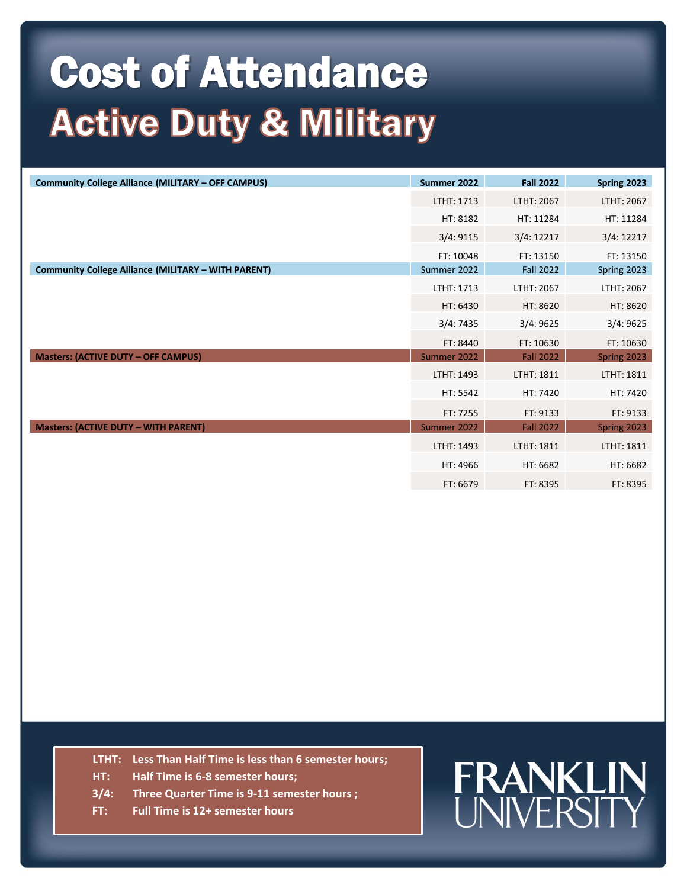# Cost of Attendance

## Active Duty & Military

| Community College Alliance (MILITARY – OFF CAMPUS) | Summer 2022 | Fall 2022 | Spring 2023 |
|---|---|---|---|
| | LTHT: 1713 | LTHT: 2067 | LTHT: 2067 |
| | HT: 8182 | HT: 11284 | HT: 11284 |
| | 3/4: 9115 | 3/4: 12217 | 3/4: 12217 |
| | FT: 10048 | FT: 13150 | FT: 13150 |
| **Community College Alliance (MILITARY – WITH PARENT)** | Summer 2022 | Fall 2022 | Spring 2023 |
| | LTHT: 1713 | LTHT: 2067 | LTHT: 2067 |
| | HT: 6430 | HT: 8620 | HT: 8620 |
| | 3/4: 7435 | 3/4: 9625 | 3/4: 9625 |
| | FT: 8440 | FT: 10630 | FT: 10630 |
| **Masters: (ACTIVE DUTY – OFF CAMPUS)** | Summer 2022 | Fall 2022 | Spring 2023 |
| | LTHT: 1493 | LTHT: 1811 | LTHT: 1811 |
| | HT: 5542 | HT: 7420 | HT: 7420 |
| | FT: 7255 | FT: 9133 | FT: 9133 |
| **Masters: (ACTIVE DUTY – WITH PARENT)** | Summer 2022 | Fall 2022 | Spring 2023 |
| | LTHT: 1493 | LTHT: 1811 | LTHT: 1811 |
| | HT: 4966 | HT: 6682 | HT: 6682 |
| | FT: 6679 | FT: 8395 | FT: 8395 |

**LTHT:** Less Than Half Time is less than 6 semester hours;
**HT:** Half Time is 6-8 semester hours;
**3/4:** Three Quarter Time is 9-11 semester hours ;
**FT:** Full Time is 12+ semester hours

FRANKLIN UNIVERSITY